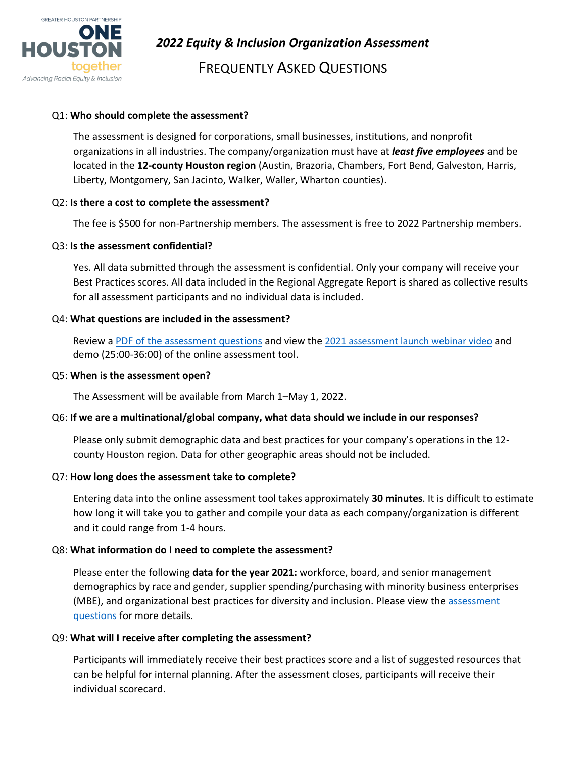GREATER HOUSTON PARTNERSHIP
ONE HOUSTON together
Advancing Racial Equity & Inclusion

# *2022 Equity & Inclusion Organization Assessment*

## FREQUENTLY ASKED QUESTIONS

Q1: **Who should complete the assessment?**

The assessment is designed for corporations, small businesses, institutions, and nonprofit organizations in all industries. The company/organization must have at ***least five employees*** and be located in the **12-county Houston region** (Austin, Brazoria, Chambers, Fort Bend, Galveston, Harris, Liberty, Montgomery, San Jacinto, Walker, Waller, Wharton counties).

Q2: **Is there a cost to complete the assessment?**

The fee is $500 for non-Partnership members. The assessment is free to 2022 Partnership members.

Q3: **Is the assessment confidential?**

Yes. All data submitted through the assessment is confidential. Only your company will receive your Best Practices scores. All data included in the Regional Aggregate Report is shared as collective results for all assessment participants and no individual data is included.

Q4: **What questions are included in the assessment?**

Review a PDF of the assessment questions and view the 2021 assessment launch webinar video and demo (25:00-36:00) of the online assessment tool.

Q5: **When is the assessment open?**

The Assessment will be available from March 1–May 1, 2022.

Q6: **If we are a multinational/global company, what data should we include in our responses?**

Please only submit demographic data and best practices for your company's operations in the 12-county Houston region. Data for other geographic areas should not be included.

Q7: **How long does the assessment take to complete?**

Entering data into the online assessment tool takes approximately **30 minutes**. It is difficult to estimate how long it will take you to gather and compile your data as each company/organization is different and it could range from 1-4 hours.

Q8: **What information do I need to complete the assessment?**

Please enter the following **data for the year 2021:** workforce, board, and senior management demographics by race and gender, supplier spending/purchasing with minority business enterprises (MBE), and organizational best practices for diversity and inclusion. Please view the assessment questions for more details.

Q9: **What will I receive after completing the assessment?**

Participants will immediately receive their best practices score and a list of suggested resources that can be helpful for internal planning. After the assessment closes, participants will receive their individual scorecard.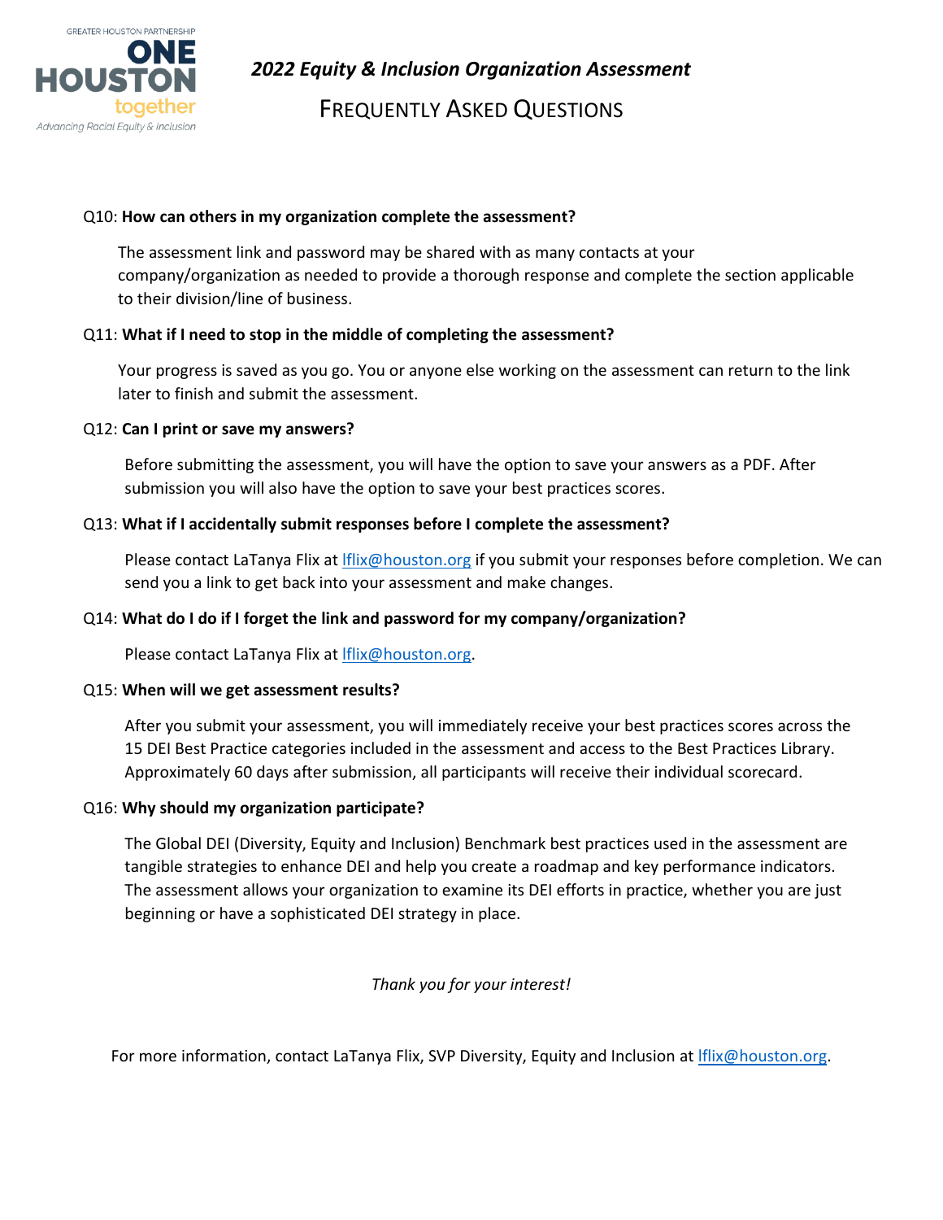*2022 Equity & Inclusion Organization Assessment*

FREQUENTLY ASKED QUESTIONS

Q10: **How can others in my organization complete the assessment?**

The assessment link and password may be shared with as many contacts at your company/organization as needed to provide a thorough response and complete the section applicable to their division/line of business.

Q11: **What if I need to stop in the middle of completing the assessment?**

Your progress is saved as you go. You or anyone else working on the assessment can return to the link later to finish and submit the assessment.

Q12: **Can I print or save my answers?**

Before submitting the assessment, you will have the option to save your answers as a PDF. After submission you will also have the option to save your best practices scores.

Q13: **What if I accidentally submit responses before I complete the assessment?**

Please contact LaTanya Flix at lflix@houston.org if you submit your responses before completion. We can send you a link to get back into your assessment and make changes.

Q14: **What do I do if I forget the link and password for my company/organization?**

Please contact LaTanya Flix at lflix@houston.org.

Q15: **When will we get assessment results?**

After you submit your assessment, you will immediately receive your best practices scores across the 15 DEI Best Practice categories included in the assessment and access to the Best Practices Library. Approximately 60 days after submission, all participants will receive their individual scorecard.

Q16: **Why should my organization participate?**

The Global DEI (Diversity, Equity and Inclusion) Benchmark best practices used in the assessment are tangible strategies to enhance DEI and help you create a roadmap and key performance indicators. The assessment allows your organization to examine its DEI efforts in practice, whether you are just beginning or have a sophisticated DEI strategy in place.

*Thank you for your interest!*

For more information, contact LaTanya Flix, SVP Diversity, Equity and Inclusion at lflix@houston.org.